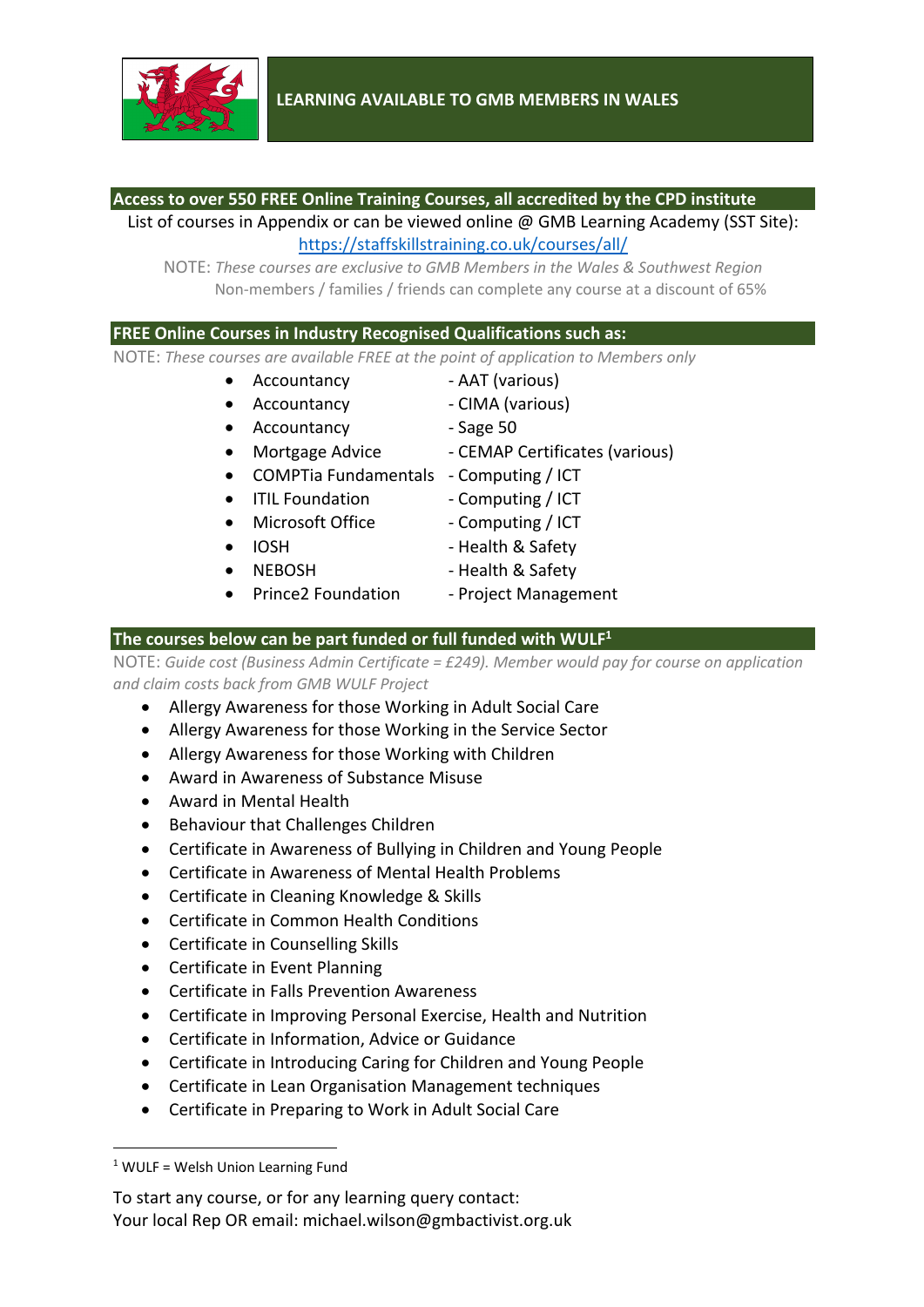# LEARNING AVAILABLE TO GMB MEMBERS IN WALES

## Access to over 550 FREE Online Training Courses, all accredited by the CPD institute

List of courses in Appendix or can be viewed online @ GMB Learning Academy (SST Site): https://staffskillstraining.co.uk/courses/all/

NOTE: *These courses are exclusive to GMB Members in the Wales & Southwest Region*
Non-members / families / friends can complete any course at a discount of 65%

## FREE Online Courses in Industry Recognised Qualifications such as:

NOTE: *These courses are available FREE at the point of application to Members only*

- Accountancy - AAT (various)
- Accountancy - CIMA (various)
- Accountancy - Sage 50
- Mortgage Advice - CEMAP Certificates (various)
- COMPTia Fundamentals - Computing / ICT
- ITIL Foundation - Computing / ICT
- Microsoft Office - Computing / ICT
- IOSH - Health & Safety
- NEBOSH - Health & Safety
- Prince2 Foundation - Project Management

## The courses below can be part funded or full funded with WULF[1]

NOTE: *Guide cost (Business Admin Certificate = £249). Member would pay for course on application and claim costs back from GMB WULF Project*

- Allergy Awareness for those Working in Adult Social Care
- Allergy Awareness for those Working in the Service Sector
- Allergy Awareness for those Working with Children
- Award in Awareness of Substance Misuse
- Award in Mental Health
- Behaviour that Challenges Children
- Certificate in Awareness of Bullying in Children and Young People
- Certificate in Awareness of Mental Health Problems
- Certificate in Cleaning Knowledge & Skills
- Certificate in Common Health Conditions
- Certificate in Counselling Skills
- Certificate in Event Planning
- Certificate in Falls Prevention Awareness
- Certificate in Improving Personal Exercise, Health and Nutrition
- Certificate in Information, Advice or Guidance
- Certificate in Introducing Caring for Children and Young People
- Certificate in Lean Organisation Management techniques
- Certificate in Preparing to Work in Adult Social Care

[1] WULF = Welsh Union Learning Fund

To start any course, or for any learning query contact:
Your local Rep OR email: michael.wilson@gmbactivist.org.uk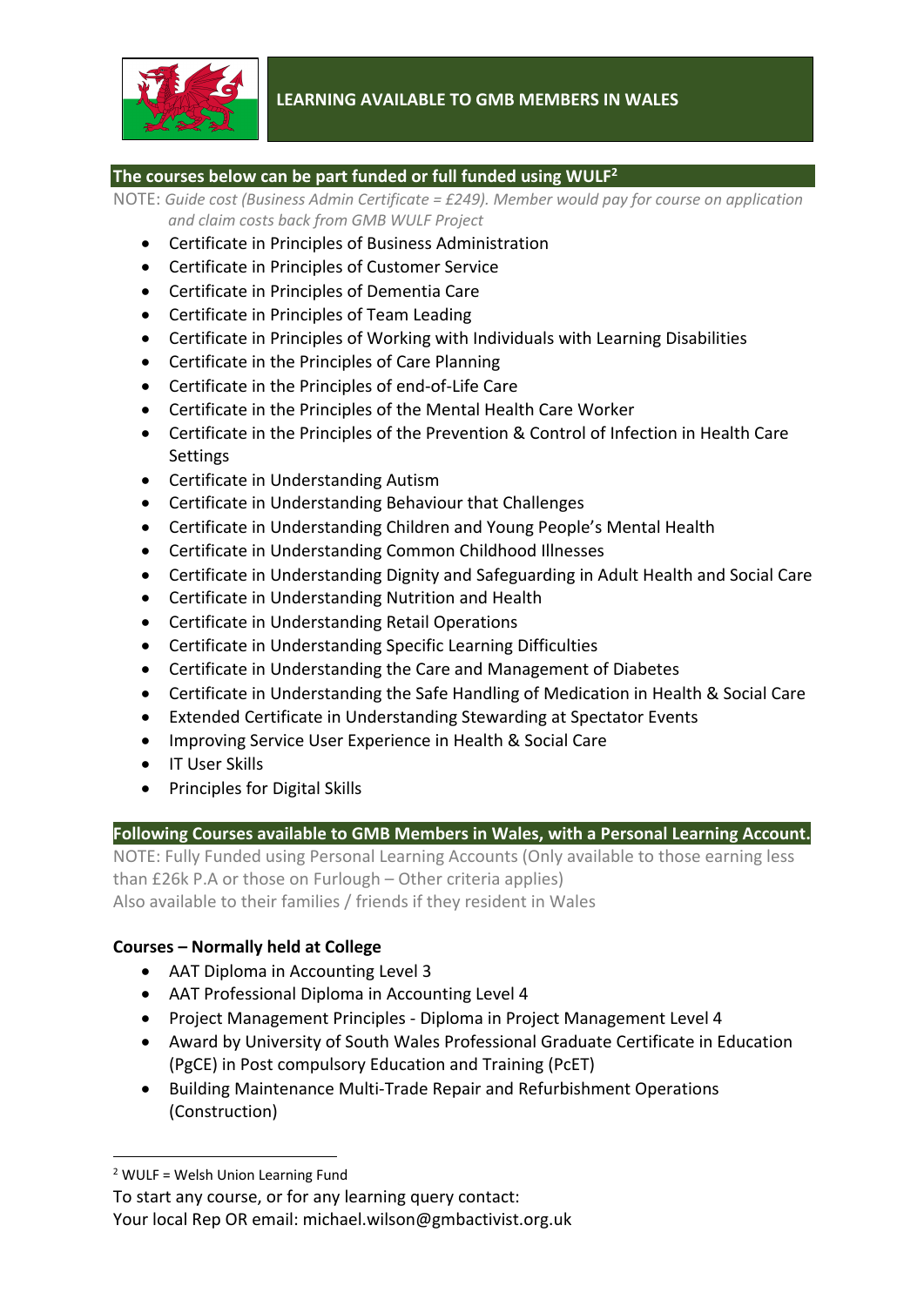## LEARNING AVAILABLE TO GMB MEMBERS IN WALES

### The courses below can be part funded or full funded using WULF[2]

NOTE: *Guide cost (Business Admin Certificate = £249). Member would pay for course on application and claim costs back from GMB WULF Project*

- Certificate in Principles of Business Administration
- Certificate in Principles of Customer Service
- Certificate in Principles of Dementia Care
- Certificate in Principles of Team Leading
- Certificate in Principles of Working with Individuals with Learning Disabilities
- Certificate in the Principles of Care Planning
- Certificate in the Principles of end-of-Life Care
- Certificate in the Principles of the Mental Health Care Worker
- Certificate in the Principles of the Prevention & Control of Infection in Health Care Settings
- Certificate in Understanding Autism
- Certificate in Understanding Behaviour that Challenges
- Certificate in Understanding Children and Young People's Mental Health
- Certificate in Understanding Common Childhood Illnesses
- Certificate in Understanding Dignity and Safeguarding in Adult Health and Social Care
- Certificate in Understanding Nutrition and Health
- Certificate in Understanding Retail Operations
- Certificate in Understanding Specific Learning Difficulties
- Certificate in Understanding the Care and Management of Diabetes
- Certificate in Understanding the Safe Handling of Medication in Health & Social Care
- Extended Certificate in Understanding Stewarding at Spectator Events
- Improving Service User Experience in Health & Social Care
- IT User Skills
- Principles for Digital Skills

### Following Courses available to GMB Members in Wales, with a Personal Learning Account.

NOTE: Fully Funded using Personal Learning Accounts (Only available to those earning less than £26k P.A or those on Furlough – Other criteria applies)
Also available to their families / friends if they resident in Wales

**Courses – Normally held at College**

- AAT Diploma in Accounting Level 3
- AAT Professional Diploma in Accounting Level 4
- Project Management Principles - Diploma in Project Management Level 4
- Award by University of South Wales Professional Graduate Certificate in Education (PgCE) in Post compulsory Education and Training (PcET)
- Building Maintenance Multi-Trade Repair and Refurbishment Operations (Construction)

[2] WULF = Welsh Union Learning Fund

To start any course, or for any learning query contact:
Your local Rep OR email: michael.wilson@gmbactivist.org.uk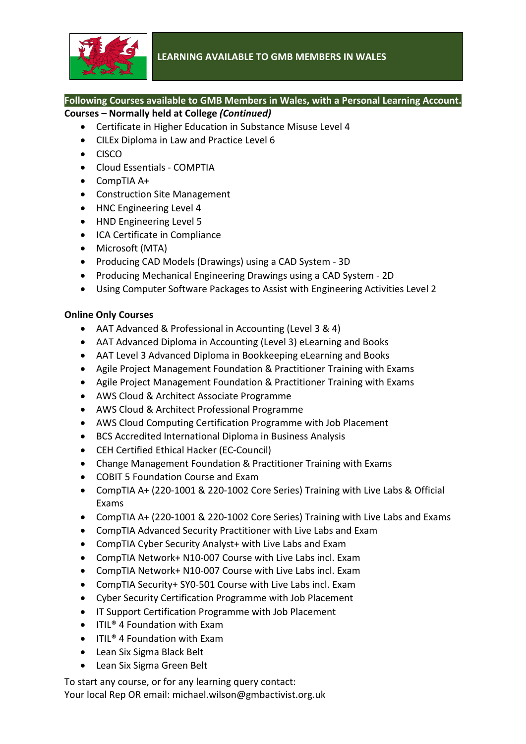# LEARNING AVAILABLE TO GMB MEMBERS IN WALES

**Following Courses available to GMB Members in Wales, with a Personal Learning Account.**

**Courses – Normally held at College *(Continued)***

- Certificate in Higher Education in Substance Misuse Level 4
- CILEx Diploma in Law and Practice Level 6
- CISCO
- Cloud Essentials - COMPTIA
- CompTIA A+
- Construction Site Management
- HNC Engineering Level 4
- HND Engineering Level 5
- ICA Certificate in Compliance
- Microsoft (MTA)
- Producing CAD Models (Drawings) using a CAD System - 3D
- Producing Mechanical Engineering Drawings using a CAD System - 2D
- Using Computer Software Packages to Assist with Engineering Activities Level 2

**Online Only Courses**

- AAT Advanced & Professional in Accounting (Level 3 & 4)
- AAT Advanced Diploma in Accounting (Level 3) eLearning and Books
- AAT Level 3 Advanced Diploma in Bookkeeping eLearning and Books
- Agile Project Management Foundation & Practitioner Training with Exams
- Agile Project Management Foundation & Practitioner Training with Exams
- AWS Cloud & Architect Associate Programme
- AWS Cloud & Architect Professional Programme
- AWS Cloud Computing Certification Programme with Job Placement
- BCS Accredited International Diploma in Business Analysis
- CEH Certified Ethical Hacker (EC-Council)
- Change Management Foundation & Practitioner Training with Exams
- COBIT 5 Foundation Course and Exam
- CompTIA A+ (220-1001 & 220-1002 Core Series) Training with Live Labs & Official Exams
- CompTIA A+ (220-1001 & 220-1002 Core Series) Training with Live Labs and Exams
- CompTIA Advanced Security Practitioner with Live Labs and Exam
- CompTIA Cyber Security Analyst+ with Live Labs and Exam
- CompTIA Network+ N10-007 Course with Live Labs incl. Exam
- CompTIA Network+ N10-007 Course with Live Labs incl. Exam
- CompTIA Security+ SY0-501 Course with Live Labs incl. Exam
- Cyber Security Certification Programme with Job Placement
- IT Support Certification Programme with Job Placement
- ITIL® 4 Foundation with Exam
- ITIL® 4 Foundation with Exam
- Lean Six Sigma Black Belt
- Lean Six Sigma Green Belt

To start any course, or for any learning query contact:
Your local Rep OR email: michael.wilson@gmbactivist.org.uk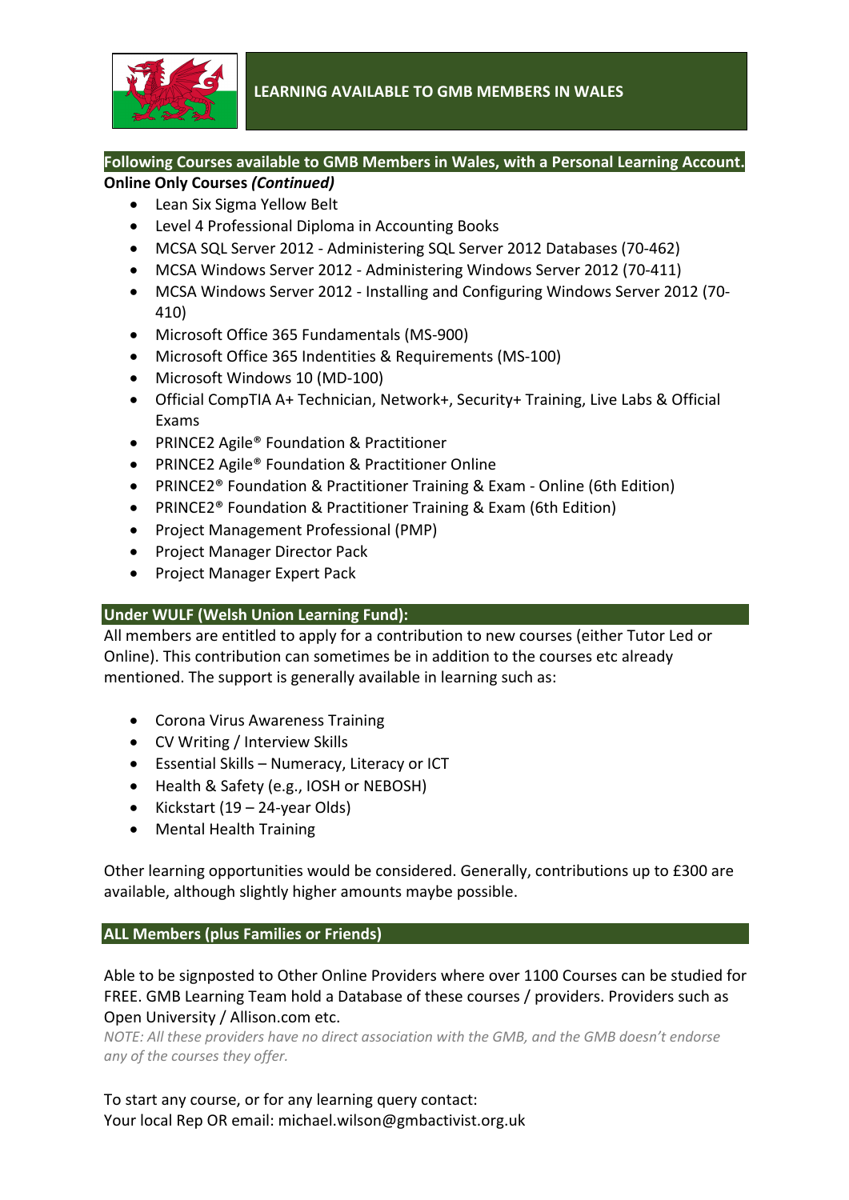## LEARNING AVAILABLE TO GMB MEMBERS IN WALES

**Following Courses available to GMB Members in Wales, with a Personal Learning Account.**

**Online Only Courses *(Continued)***

- Lean Six Sigma Yellow Belt
- Level 4 Professional Diploma in Accounting Books
- MCSA SQL Server 2012 - Administering SQL Server 2012 Databases (70-462)
- MCSA Windows Server 2012 - Administering Windows Server 2012 (70-411)
- MCSA Windows Server 2012 - Installing and Configuring Windows Server 2012 (70-410)
- Microsoft Office 365 Fundamentals (MS-900)
- Microsoft Office 365 Indentities & Requirements (MS-100)
- Microsoft Windows 10 (MD-100)
- Official CompTIA A+ Technician, Network+, Security+ Training, Live Labs & Official Exams
- PRINCE2 Agile® Foundation & Practitioner
- PRINCE2 Agile® Foundation & Practitioner Online
- PRINCE2® Foundation & Practitioner Training & Exam - Online (6th Edition)
- PRINCE2® Foundation & Practitioner Training & Exam (6th Edition)
- Project Management Professional (PMP)
- Project Manager Director Pack
- Project Manager Expert Pack

### Under WULF (Welsh Union Learning Fund):

All members are entitled to apply for a contribution to new courses (either Tutor Led or Online). This contribution can sometimes be in addition to the courses etc already mentioned. The support is generally available in learning such as:

- Corona Virus Awareness Training
- CV Writing / Interview Skills
- Essential Skills – Numeracy, Literacy or ICT
- Health & Safety (e.g., IOSH or NEBOSH)
- Kickstart (19 – 24-year Olds)
- Mental Health Training

Other learning opportunities would be considered. Generally, contributions up to £300 are available, although slightly higher amounts maybe possible.

### ALL Members (plus Families or Friends)

Able to be signposted to Other Online Providers where over 1100 Courses can be studied for FREE. GMB Learning Team hold a Database of these courses / providers. Providers such as Open University / Allison.com etc.

*NOTE: All these providers have no direct association with the GMB, and the GMB doesn't endorse any of the courses they offer.*

To start any course, or for any learning query contact:
Your local Rep OR email: michael.wilson@gmbactivist.org.uk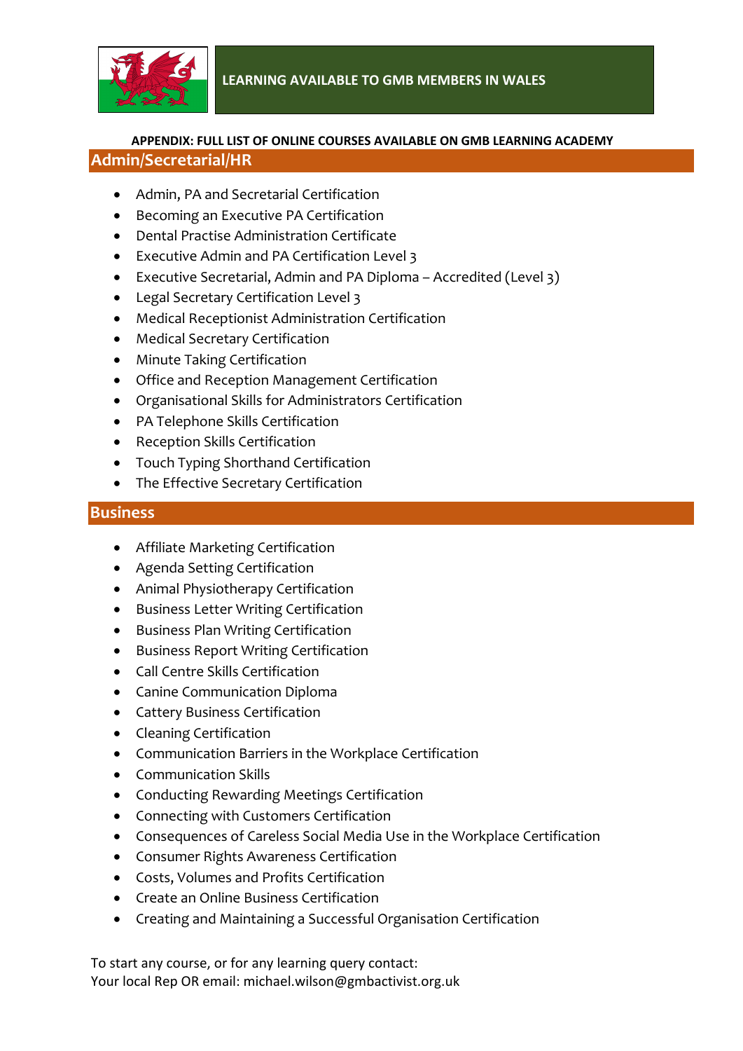# LEARNING AVAILABLE TO GMB MEMBERS IN WALES

**APPENDIX: FULL LIST OF ONLINE COURSES AVAILABLE ON GMB LEARNING ACADEMY**

## Admin/Secretarial/HR

- Admin, PA and Secretarial Certification
- Becoming an Executive PA Certification
- Dental Practise Administration Certificate
- Executive Admin and PA Certification Level 3
- Executive Secretarial, Admin and PA Diploma – Accredited (Level 3)
- Legal Secretary Certification Level 3
- Medical Receptionist Administration Certification
- Medical Secretary Certification
- Minute Taking Certification
- Office and Reception Management Certification
- Organisational Skills for Administrators Certification
- PA Telephone Skills Certification
- Reception Skills Certification
- Touch Typing Shorthand Certification
- The Effective Secretary Certification

## Business

- Affiliate Marketing Certification
- Agenda Setting Certification
- Animal Physiotherapy Certification
- Business Letter Writing Certification
- Business Plan Writing Certification
- Business Report Writing Certification
- Call Centre Skills Certification
- Canine Communication Diploma
- Cattery Business Certification
- Cleaning Certification
- Communication Barriers in the Workplace Certification
- Communication Skills
- Conducting Rewarding Meetings Certification
- Connecting with Customers Certification
- Consequences of Careless Social Media Use in the Workplace Certification
- Consumer Rights Awareness Certification
- Costs, Volumes and Profits Certification
- Create an Online Business Certification
- Creating and Maintaining a Successful Organisation Certification

To start any course, or for any learning query contact:
Your local Rep OR email: michael.wilson@gmbactivist.org.uk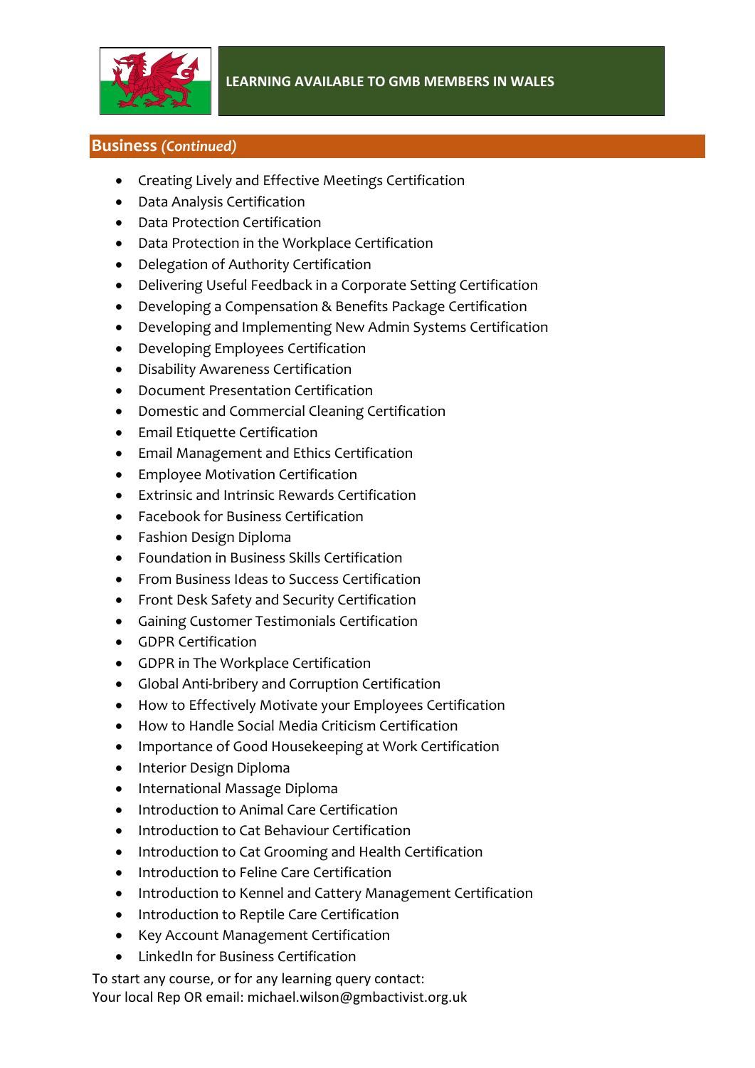LEARNING AVAILABLE TO GMB MEMBERS IN WALES

## Business *(Continued)*

- Creating Lively and Effective Meetings Certification
- Data Analysis Certification
- Data Protection Certification
- Data Protection in the Workplace Certification
- Delegation of Authority Certification
- Delivering Useful Feedback in a Corporate Setting Certification
- Developing a Compensation & Benefits Package Certification
- Developing and Implementing New Admin Systems Certification
- Developing Employees Certification
- Disability Awareness Certification
- Document Presentation Certification
- Domestic and Commercial Cleaning Certification
- Email Etiquette Certification
- Email Management and Ethics Certification
- Employee Motivation Certification
- Extrinsic and Intrinsic Rewards Certification
- Facebook for Business Certification
- Fashion Design Diploma
- Foundation in Business Skills Certification
- From Business Ideas to Success Certification
- Front Desk Safety and Security Certification
- Gaining Customer Testimonials Certification
- GDPR Certification
- GDPR in The Workplace Certification
- Global Anti-bribery and Corruption Certification
- How to Effectively Motivate your Employees Certification
- How to Handle Social Media Criticism Certification
- Importance of Good Housekeeping at Work Certification
- Interior Design Diploma
- International Massage Diploma
- Introduction to Animal Care Certification
- Introduction to Cat Behaviour Certification
- Introduction to Cat Grooming and Health Certification
- Introduction to Feline Care Certification
- Introduction to Kennel and Cattery Management Certification
- Introduction to Reptile Care Certification
- Key Account Management Certification
- LinkedIn for Business Certification

To start any course, or for any learning query contact:
Your local Rep OR email: michael.wilson@gmbactivist.org.uk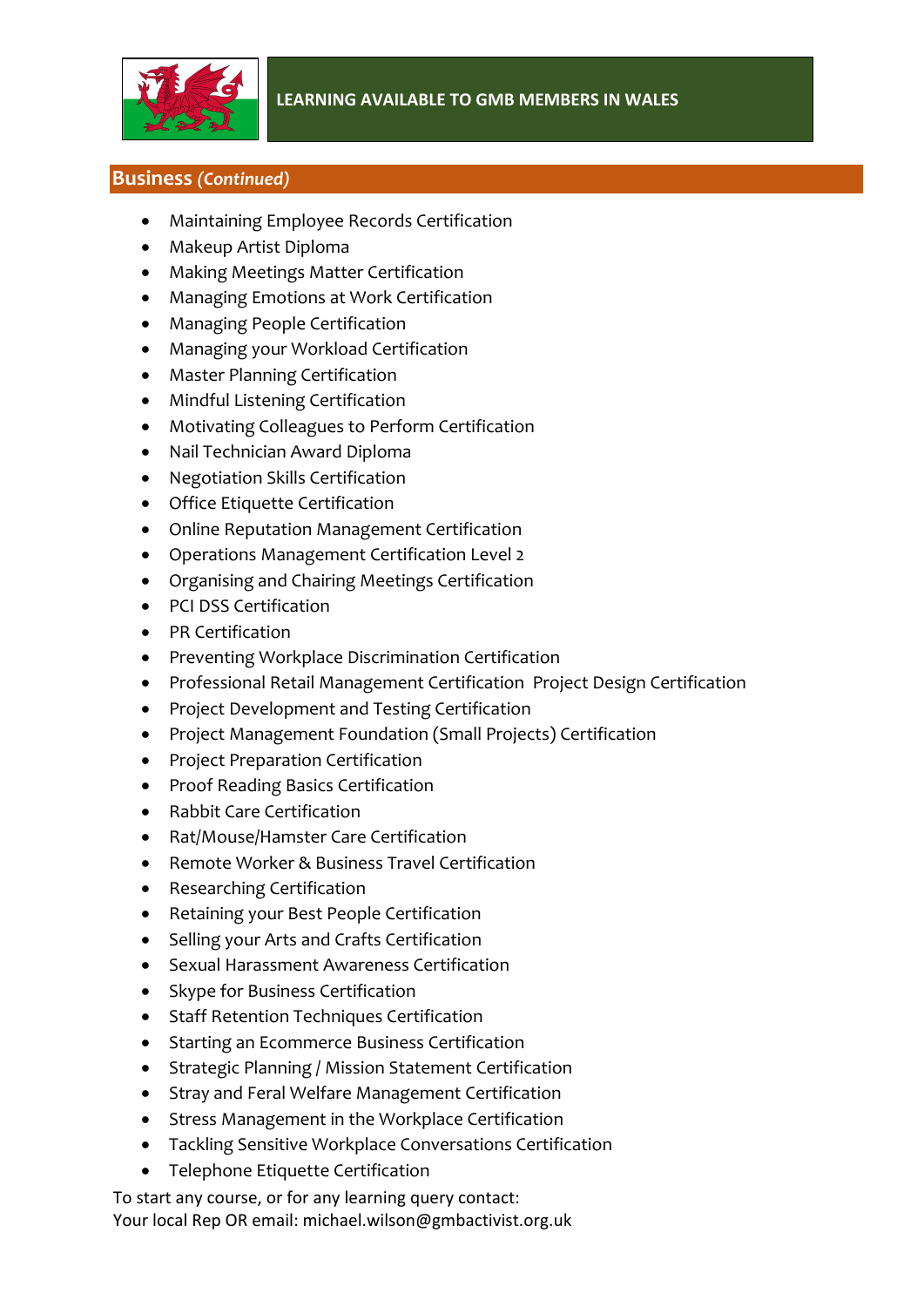**LEARNING AVAILABLE TO GMB MEMBERS IN WALES**

## Business *(Continued)*

- Maintaining Employee Records Certification
- Makeup Artist Diploma
- Making Meetings Matter Certification
- Managing Emotions at Work Certification
- Managing People Certification
- Managing your Workload Certification
- Master Planning Certification
- Mindful Listening Certification
- Motivating Colleagues to Perform Certification
- Nail Technician Award Diploma
- Negotiation Skills Certification
- Office Etiquette Certification
- Online Reputation Management Certification
- Operations Management Certification Level 2
- Organising and Chairing Meetings Certification
- PCI DSS Certification
- PR Certification
- Preventing Workplace Discrimination Certification
- Professional Retail Management Certification Project Design Certification
- Project Development and Testing Certification
- Project Management Foundation (Small Projects) Certification
- Project Preparation Certification
- Proof Reading Basics Certification
- Rabbit Care Certification
- Rat/Mouse/Hamster Care Certification
- Remote Worker & Business Travel Certification
- Researching Certification
- Retaining your Best People Certification
- Selling your Arts and Crafts Certification
- Sexual Harassment Awareness Certification
- Skype for Business Certification
- Staff Retention Techniques Certification
- Starting an Ecommerce Business Certification
- Strategic Planning / Mission Statement Certification
- Stray and Feral Welfare Management Certification
- Stress Management in the Workplace Certification
- Tackling Sensitive Workplace Conversations Certification
- Telephone Etiquette Certification

To start any course, or for any learning query contact:
Your local Rep OR email: michael.wilson@gmbactivist.org.uk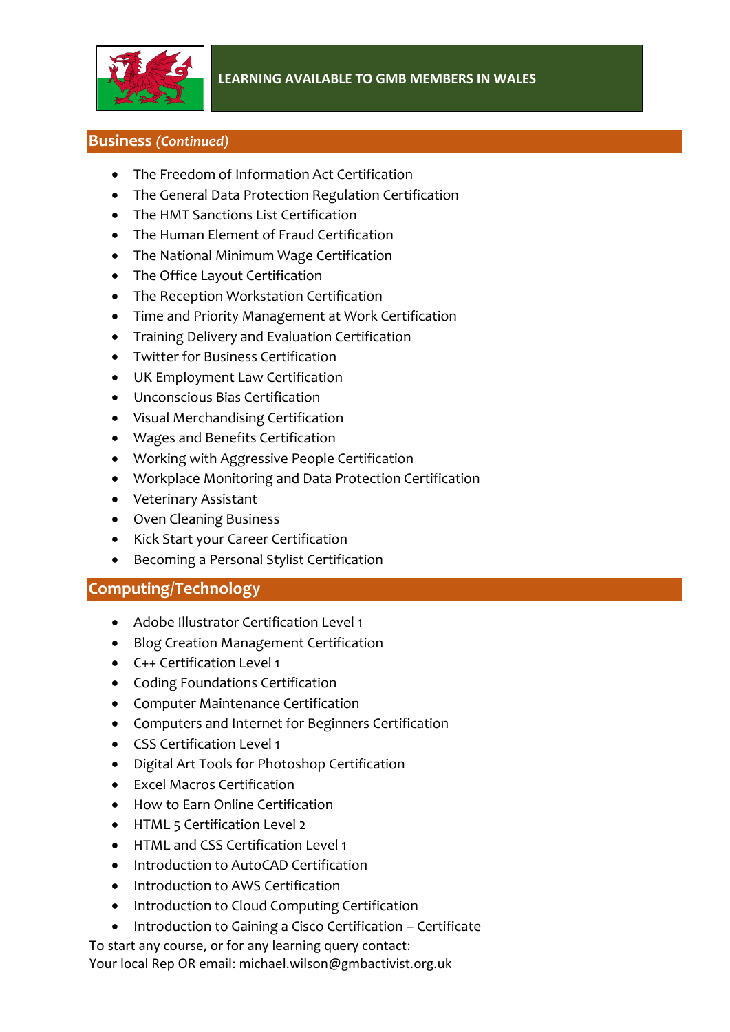**LEARNING AVAILABLE TO GMB MEMBERS IN WALES**

## Business *(Continued)*

- The Freedom of Information Act Certification
- The General Data Protection Regulation Certification
- The HMT Sanctions List Certification
- The Human Element of Fraud Certification
- The National Minimum Wage Certification
- The Office Layout Certification
- The Reception Workstation Certification
- Time and Priority Management at Work Certification
- Training Delivery and Evaluation Certification
- Twitter for Business Certification
- UK Employment Law Certification
- Unconscious Bias Certification
- Visual Merchandising Certification
- Wages and Benefits Certification
- Working with Aggressive People Certification
- Workplace Monitoring and Data Protection Certification
- Veterinary Assistant
- Oven Cleaning Business
- Kick Start your Career Certification
- Becoming a Personal Stylist Certification

## Computing/Technology

- Adobe Illustrator Certification Level 1
- Blog Creation Management Certification
- C++ Certification Level 1
- Coding Foundations Certification
- Computer Maintenance Certification
- Computers and Internet for Beginners Certification
- CSS Certification Level 1
- Digital Art Tools for Photoshop Certification
- Excel Macros Certification
- How to Earn Online Certification
- HTML 5 Certification Level 2
- HTML and CSS Certification Level 1
- Introduction to AutoCAD Certification
- Introduction to AWS Certification
- Introduction to Cloud Computing Certification
- Introduction to Gaining a Cisco Certification – Certificate

To start any course, or for any learning query contact:
Your local Rep OR email: michael.wilson@gmbactivist.org.uk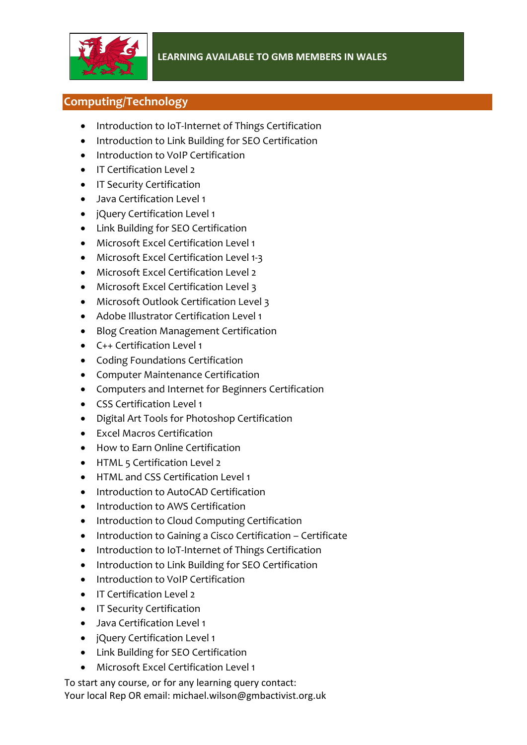**LEARNING AVAILABLE TO GMB MEMBERS IN WALES**

## Computing/Technology

- Introduction to IoT-Internet of Things Certification
- Introduction to Link Building for SEO Certification
- Introduction to VoIP Certification
- IT Certification Level 2
- IT Security Certification
- Java Certification Level 1
- jQuery Certification Level 1
- Link Building for SEO Certification
- Microsoft Excel Certification Level 1
- Microsoft Excel Certification Level 1-3
- Microsoft Excel Certification Level 2
- Microsoft Excel Certification Level 3
- Microsoft Outlook Certification Level 3
- Adobe Illustrator Certification Level 1
- Blog Creation Management Certification
- C++ Certification Level 1
- Coding Foundations Certification
- Computer Maintenance Certification
- Computers and Internet for Beginners Certification
- CSS Certification Level 1
- Digital Art Tools for Photoshop Certification
- Excel Macros Certification
- How to Earn Online Certification
- HTML 5 Certification Level 2
- HTML and CSS Certification Level 1
- Introduction to AutoCAD Certification
- Introduction to AWS Certification
- Introduction to Cloud Computing Certification
- Introduction to Gaining a Cisco Certification – Certificate
- Introduction to IoT-Internet of Things Certification
- Introduction to Link Building for SEO Certification
- Introduction to VoIP Certification
- IT Certification Level 2
- IT Security Certification
- Java Certification Level 1
- jQuery Certification Level 1
- Link Building for SEO Certification
- Microsoft Excel Certification Level 1

To start any course, or for any learning query contact:
Your local Rep OR email: michael.wilson@gmbactivist.org.uk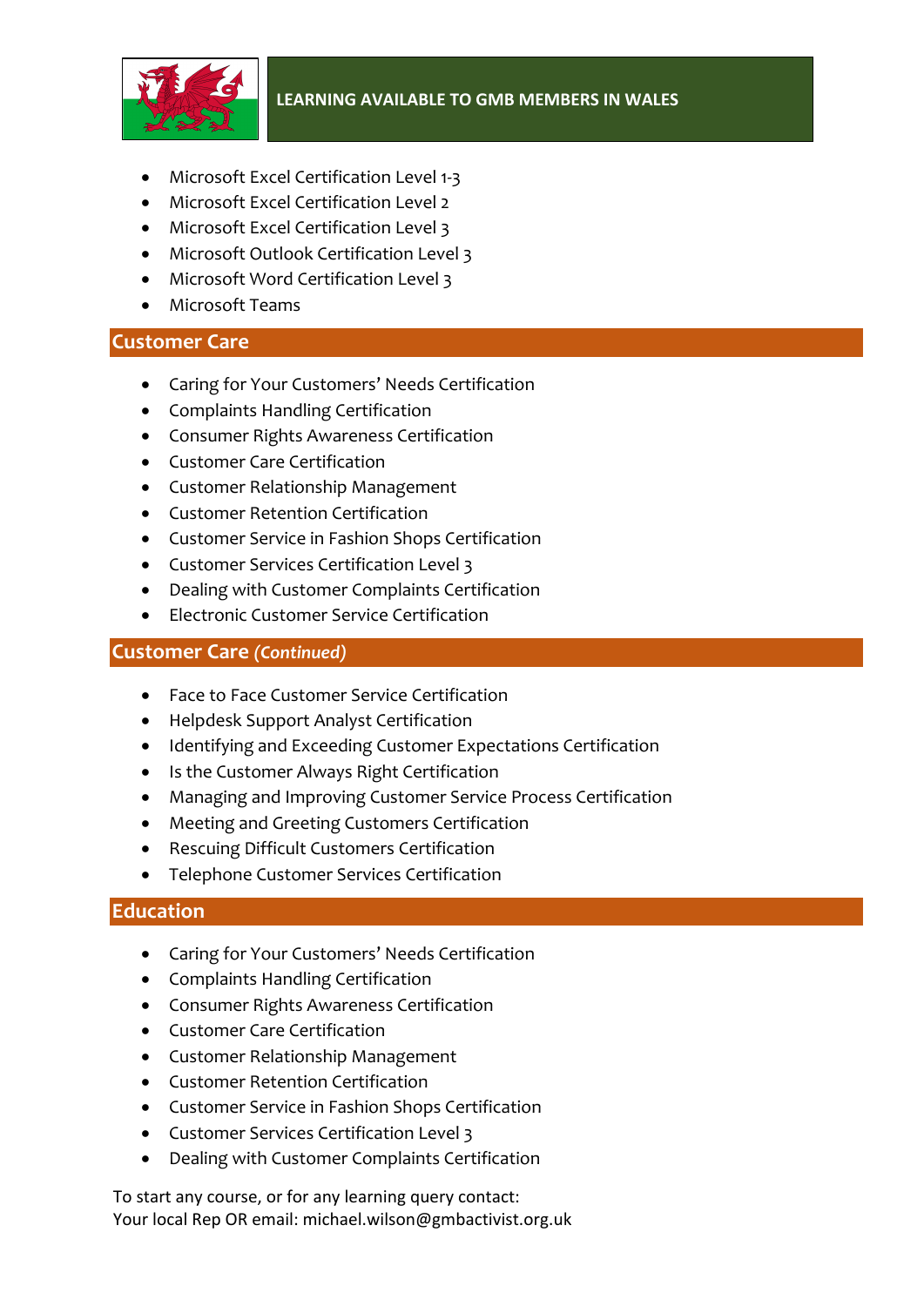# LEARNING AVAILABLE TO GMB MEMBERS IN WALES

- Microsoft Excel Certification Level 1-3
- Microsoft Excel Certification Level 2
- Microsoft Excel Certification Level 3
- Microsoft Outlook Certification Level 3
- Microsoft Word Certification Level 3
- Microsoft Teams

## Customer Care

- Caring for Your Customers' Needs Certification
- Complaints Handling Certification
- Consumer Rights Awareness Certification
- Customer Care Certification
- Customer Relationship Management
- Customer Retention Certification
- Customer Service in Fashion Shops Certification
- Customer Services Certification Level 3
- Dealing with Customer Complaints Certification
- Electronic Customer Service Certification

## Customer Care *(Continued)*

- Face to Face Customer Service Certification
- Helpdesk Support Analyst Certification
- Identifying and Exceeding Customer Expectations Certification
- Is the Customer Always Right Certification
- Managing and Improving Customer Service Process Certification
- Meeting and Greeting Customers Certification
- Rescuing Difficult Customers Certification
- Telephone Customer Services Certification

## Education

- Caring for Your Customers' Needs Certification
- Complaints Handling Certification
- Consumer Rights Awareness Certification
- Customer Care Certification
- Customer Relationship Management
- Customer Retention Certification
- Customer Service in Fashion Shops Certification
- Customer Services Certification Level 3
- Dealing with Customer Complaints Certification

To start any course, or for any learning query contact:
Your local Rep OR email: michael.wilson@gmbactivist.org.uk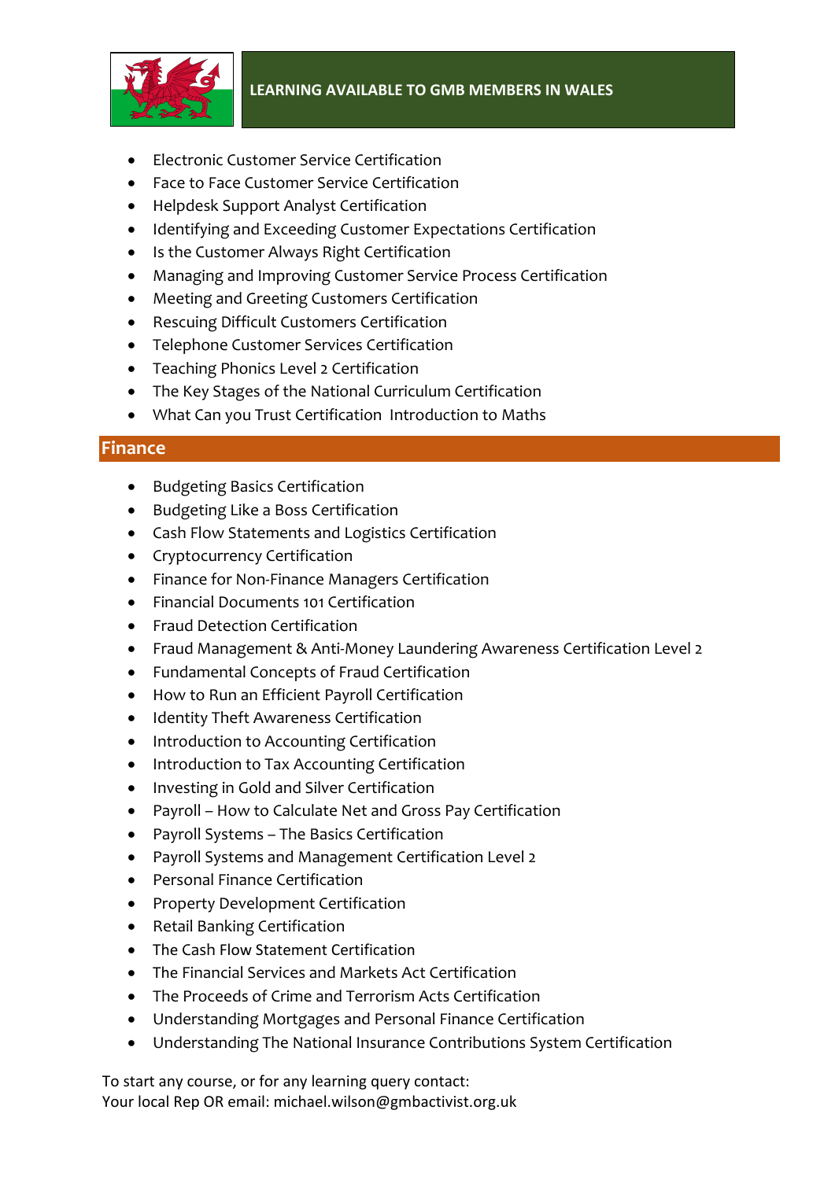**LEARNING AVAILABLE TO GMB MEMBERS IN WALES**

- Electronic Customer Service Certification
- Face to Face Customer Service Certification
- Helpdesk Support Analyst Certification
- Identifying and Exceeding Customer Expectations Certification
- Is the Customer Always Right Certification
- Managing and Improving Customer Service Process Certification
- Meeting and Greeting Customers Certification
- Rescuing Difficult Customers Certification
- Telephone Customer Services Certification
- Teaching Phonics Level 2 Certification
- The Key Stages of the National Curriculum Certification
- What Can you Trust Certification Introduction to Maths

## Finance

- Budgeting Basics Certification
- Budgeting Like a Boss Certification
- Cash Flow Statements and Logistics Certification
- Cryptocurrency Certification
- Finance for Non-Finance Managers Certification
- Financial Documents 101 Certification
- Fraud Detection Certification
- Fraud Management & Anti-Money Laundering Awareness Certification Level 2
- Fundamental Concepts of Fraud Certification
- How to Run an Efficient Payroll Certification
- Identity Theft Awareness Certification
- Introduction to Accounting Certification
- Introduction to Tax Accounting Certification
- Investing in Gold and Silver Certification
- Payroll – How to Calculate Net and Gross Pay Certification
- Payroll Systems – The Basics Certification
- Payroll Systems and Management Certification Level 2
- Personal Finance Certification
- Property Development Certification
- Retail Banking Certification
- The Cash Flow Statement Certification
- The Financial Services and Markets Act Certification
- The Proceeds of Crime and Terrorism Acts Certification
- Understanding Mortgages and Personal Finance Certification
- Understanding The National Insurance Contributions System Certification

To start any course, or for any learning query contact:
Your local Rep OR email: michael.wilson@gmbactivist.org.uk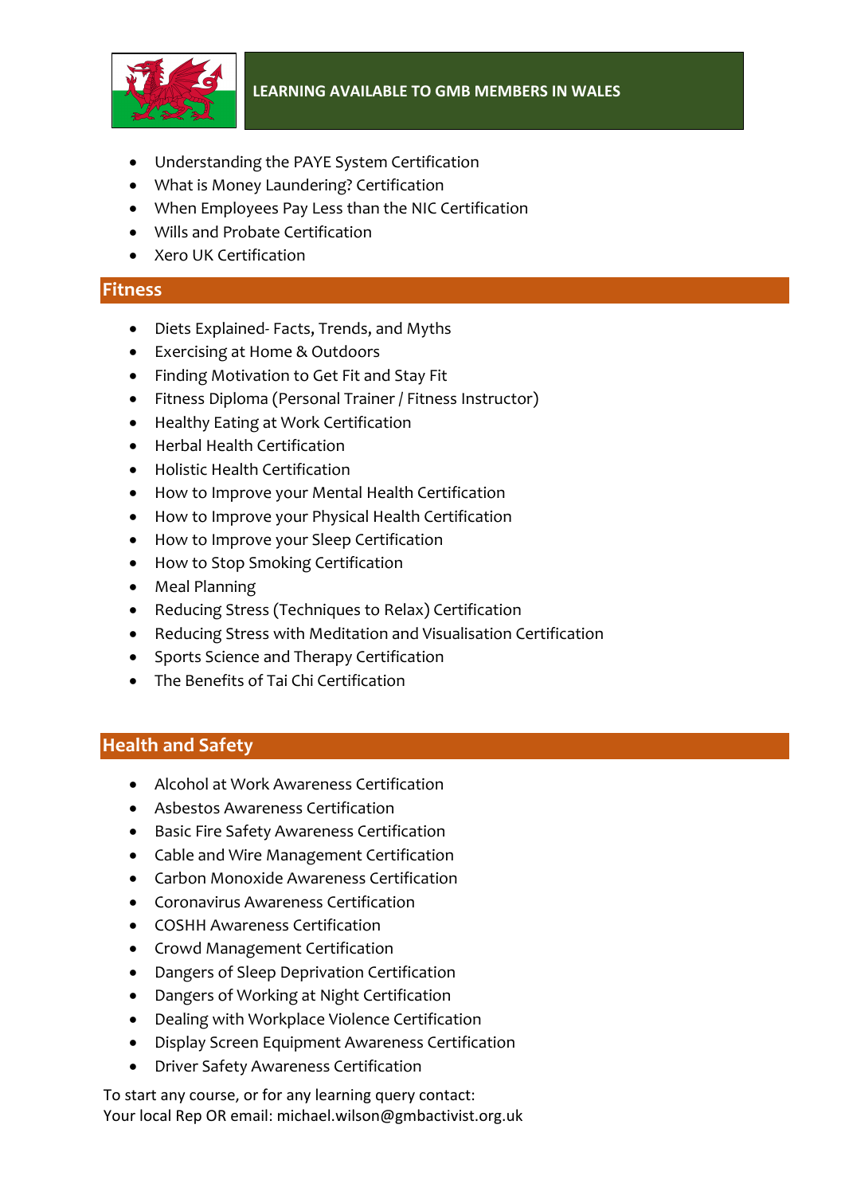**LEARNING AVAILABLE TO GMB MEMBERS IN WALES**

- Understanding the PAYE System Certification
- What is Money Laundering? Certification
- When Employees Pay Less than the NIC Certification
- Wills and Probate Certification
- Xero UK Certification

## Fitness

- Diets Explained- Facts, Trends, and Myths
- Exercising at Home & Outdoors
- Finding Motivation to Get Fit and Stay Fit
- Fitness Diploma (Personal Trainer / Fitness Instructor)
- Healthy Eating at Work Certification
- Herbal Health Certification
- Holistic Health Certification
- How to Improve your Mental Health Certification
- How to Improve your Physical Health Certification
- How to Improve your Sleep Certification
- How to Stop Smoking Certification
- Meal Planning
- Reducing Stress (Techniques to Relax) Certification
- Reducing Stress with Meditation and Visualisation Certification
- Sports Science and Therapy Certification
- The Benefits of Tai Chi Certification

## Health and Safety

- Alcohol at Work Awareness Certification
- Asbestos Awareness Certification
- Basic Fire Safety Awareness Certification
- Cable and Wire Management Certification
- Carbon Monoxide Awareness Certification
- Coronavirus Awareness Certification
- COSHH Awareness Certification
- Crowd Management Certification
- Dangers of Sleep Deprivation Certification
- Dangers of Working at Night Certification
- Dealing with Workplace Violence Certification
- Display Screen Equipment Awareness Certification
- Driver Safety Awareness Certification

To start any course, or for any learning query contact:
Your local Rep OR email: michael.wilson@gmbactivist.org.uk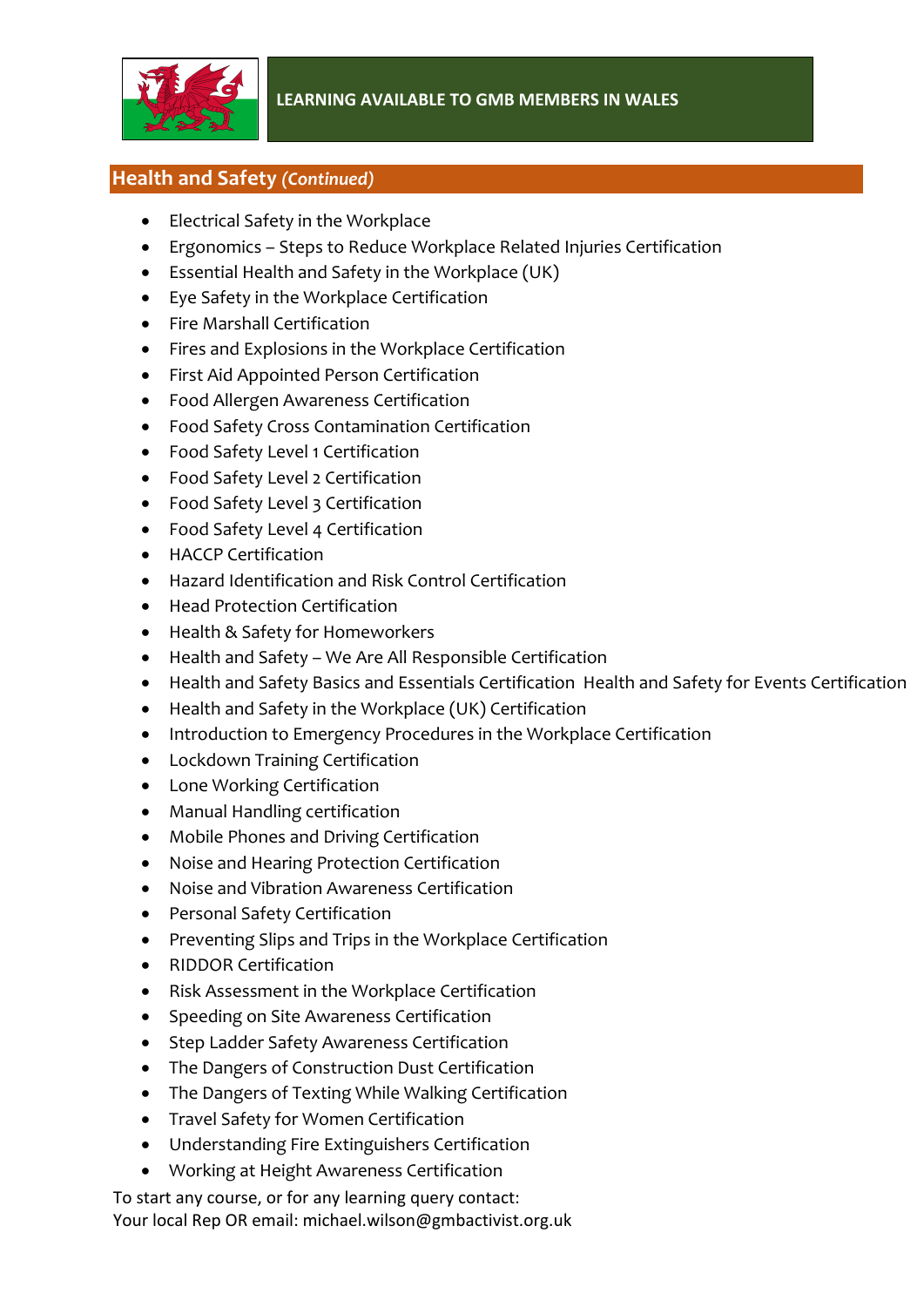LEARNING AVAILABLE TO GMB MEMBERS IN WALES

## Health and Safety *(Continued)*

- Electrical Safety in the Workplace
- Ergonomics – Steps to Reduce Workplace Related Injuries Certification
- Essential Health and Safety in the Workplace (UK)
- Eye Safety in the Workplace Certification
- Fire Marshall Certification
- Fires and Explosions in the Workplace Certification
- First Aid Appointed Person Certification
- Food Allergen Awareness Certification
- Food Safety Cross Contamination Certification
- Food Safety Level 1 Certification
- Food Safety Level 2 Certification
- Food Safety Level 3 Certification
- Food Safety Level 4 Certification
- HACCP Certification
- Hazard Identification and Risk Control Certification
- Head Protection Certification
- Health & Safety for Homeworkers
- Health and Safety – We Are All Responsible Certification
- Health and Safety Basics and Essentials Certification  Health and Safety for Events Certification
- Health and Safety in the Workplace (UK) Certification
- Introduction to Emergency Procedures in the Workplace Certification
- Lockdown Training Certification
- Lone Working Certification
- Manual Handling certification
- Mobile Phones and Driving Certification
- Noise and Hearing Protection Certification
- Noise and Vibration Awareness Certification
- Personal Safety Certification
- Preventing Slips and Trips in the Workplace Certification
- RIDDOR Certification
- Risk Assessment in the Workplace Certification
- Speeding on Site Awareness Certification
- Step Ladder Safety Awareness Certification
- The Dangers of Construction Dust Certification
- The Dangers of Texting While Walking Certification
- Travel Safety for Women Certification
- Understanding Fire Extinguishers Certification
- Working at Height Awareness Certification

To start any course, or for any learning query contact:
Your local Rep OR email: michael.wilson@gmbactivist.org.uk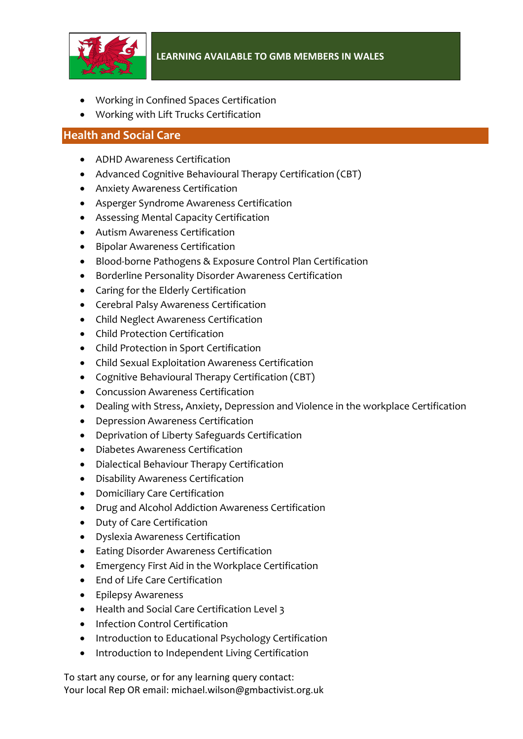- Working in Confined Spaces Certification
- Working with Lift Trucks Certification

## Health and Social Care

- ADHD Awareness Certification
- Advanced Cognitive Behavioural Therapy Certification (CBT)
- Anxiety Awareness Certification
- Asperger Syndrome Awareness Certification
- Assessing Mental Capacity Certification
- Autism Awareness Certification
- Bipolar Awareness Certification
- Blood-borne Pathogens & Exposure Control Plan Certification
- Borderline Personality Disorder Awareness Certification
- Caring for the Elderly Certification
- Cerebral Palsy Awareness Certification
- Child Neglect Awareness Certification
- Child Protection Certification
- Child Protection in Sport Certification
- Child Sexual Exploitation Awareness Certification
- Cognitive Behavioural Therapy Certification (CBT)
- Concussion Awareness Certification
- Dealing with Stress, Anxiety, Depression and Violence in the workplace Certification
- Depression Awareness Certification
- Deprivation of Liberty Safeguards Certification
- Diabetes Awareness Certification
- Dialectical Behaviour Therapy Certification
- Disability Awareness Certification
- Domiciliary Care Certification
- Drug and Alcohol Addiction Awareness Certification
- Duty of Care Certification
- Dyslexia Awareness Certification
- Eating Disorder Awareness Certification
- Emergency First Aid in the Workplace Certification
- End of Life Care Certification
- Epilepsy Awareness
- Health and Social Care Certification Level 3
- Infection Control Certification
- Introduction to Educational Psychology Certification
- Introduction to Independent Living Certification

To start any course, or for any learning query contact:
Your local Rep OR email: michael.wilson@gmbactivist.org.uk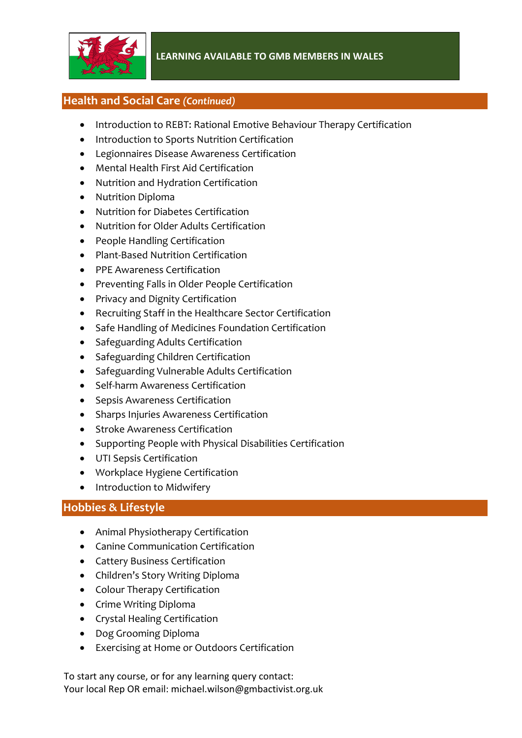**LEARNING AVAILABLE TO GMB MEMBERS IN WALES**

## Health and Social Care *(Continued)*

- Introduction to REBT: Rational Emotive Behaviour Therapy Certification
- Introduction to Sports Nutrition Certification
- Legionnaires Disease Awareness Certification
- Mental Health First Aid Certification
- Nutrition and Hydration Certification
- Nutrition Diploma
- Nutrition for Diabetes Certification
- Nutrition for Older Adults Certification
- People Handling Certification
- Plant-Based Nutrition Certification
- PPE Awareness Certification
- Preventing Falls in Older People Certification
- Privacy and Dignity Certification
- Recruiting Staff in the Healthcare Sector Certification
- Safe Handling of Medicines Foundation Certification
- Safeguarding Adults Certification
- Safeguarding Children Certification
- Safeguarding Vulnerable Adults Certification
- Self-harm Awareness Certification
- Sepsis Awareness Certification
- Sharps Injuries Awareness Certification
- Stroke Awareness Certification
- Supporting People with Physical Disabilities Certification
- UTI Sepsis Certification
- Workplace Hygiene Certification
- Introduction to Midwifery

## Hobbies & Lifestyle

- Animal Physiotherapy Certification
- Canine Communication Certification
- Cattery Business Certification
- Children's Story Writing Diploma
- Colour Therapy Certification
- Crime Writing Diploma
- Crystal Healing Certification
- Dog Grooming Diploma
- Exercising at Home or Outdoors Certification

To start any course, or for any learning query contact:
Your local Rep OR email: michael.wilson@gmbactivist.org.uk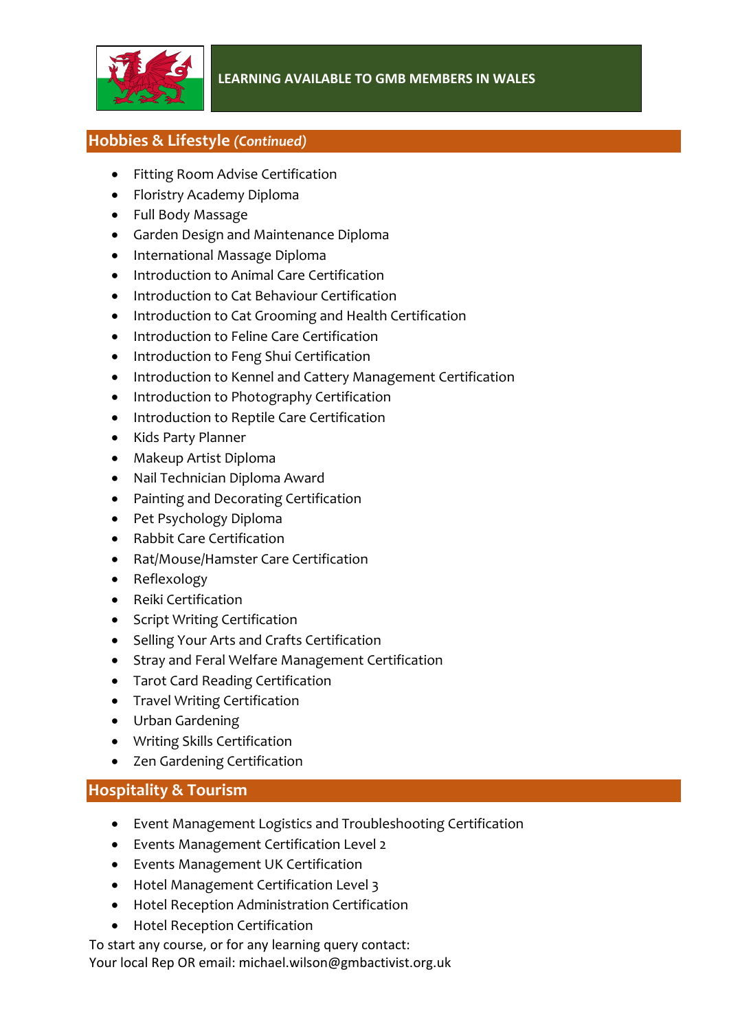LEARNING AVAILABLE TO GMB MEMBERS IN WALES

## Hobbies & Lifestyle *(Continued)*

- Fitting Room Advise Certification
- Floristry Academy Diploma
- Full Body Massage
- Garden Design and Maintenance Diploma
- International Massage Diploma
- Introduction to Animal Care Certification
- Introduction to Cat Behaviour Certification
- Introduction to Cat Grooming and Health Certification
- Introduction to Feline Care Certification
- Introduction to Feng Shui Certification
- Introduction to Kennel and Cattery Management Certification
- Introduction to Photography Certification
- Introduction to Reptile Care Certification
- Kids Party Planner
- Makeup Artist Diploma
- Nail Technician Diploma Award
- Painting and Decorating Certification
- Pet Psychology Diploma
- Rabbit Care Certification
- Rat/Mouse/Hamster Care Certification
- Reflexology
- Reiki Certification
- Script Writing Certification
- Selling Your Arts and Crafts Certification
- Stray and Feral Welfare Management Certification
- Tarot Card Reading Certification
- Travel Writing Certification
- Urban Gardening
- Writing Skills Certification
- Zen Gardening Certification

## Hospitality & Tourism

- Event Management Logistics and Troubleshooting Certification
- Events Management Certification Level 2
- Events Management UK Certification
- Hotel Management Certification Level 3
- Hotel Reception Administration Certification
- Hotel Reception Certification

To start any course, or for any learning query contact:
Your local Rep OR email: michael.wilson@gmbactivist.org.uk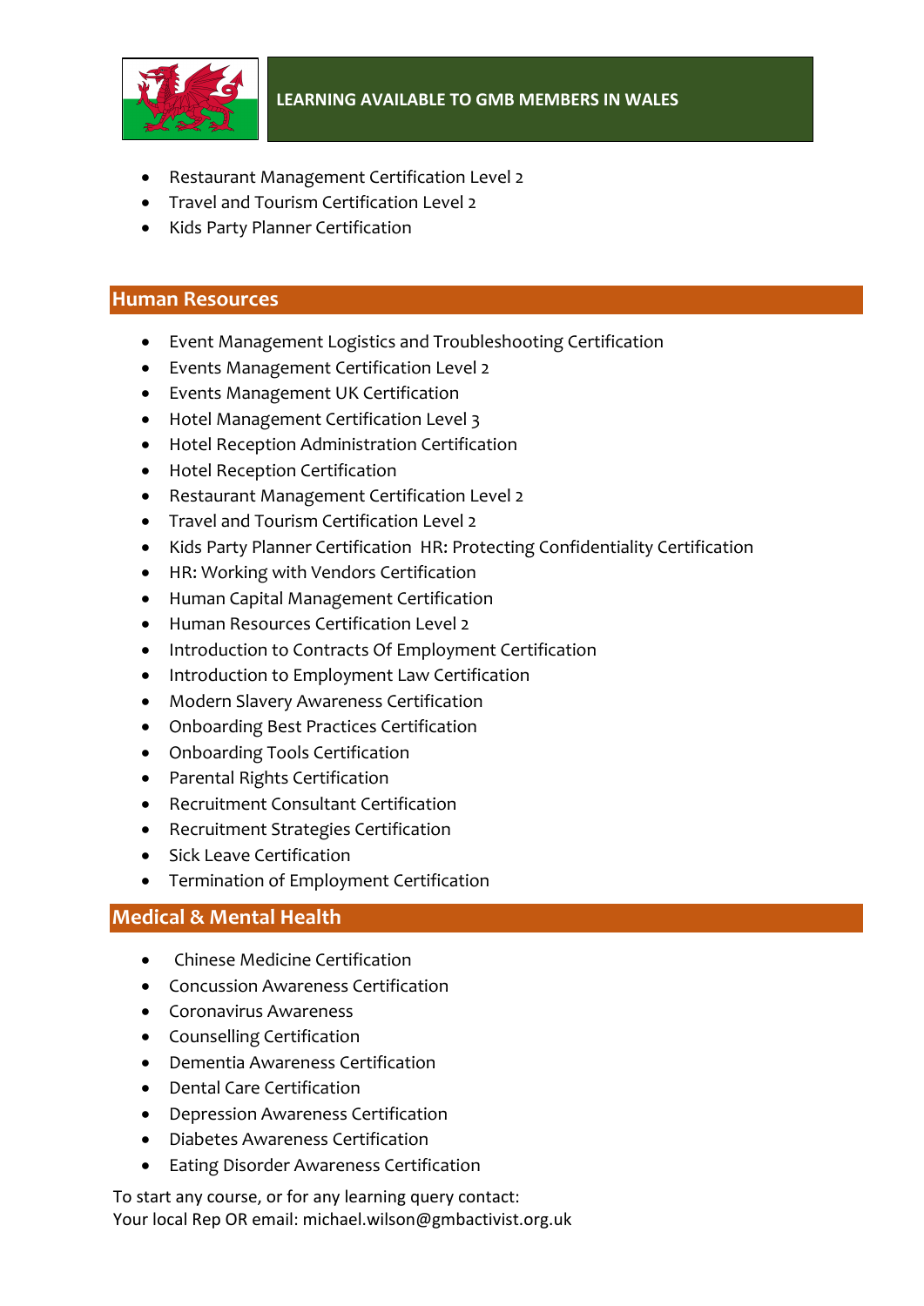- Restaurant Management Certification Level 2
- Travel and Tourism Certification Level 2
- Kids Party Planner Certification

## Human Resources

- Event Management Logistics and Troubleshooting Certification
- Events Management Certification Level 2
- Events Management UK Certification
- Hotel Management Certification Level 3
- Hotel Reception Administration Certification
- Hotel Reception Certification
- Restaurant Management Certification Level 2
- Travel and Tourism Certification Level 2
- Kids Party Planner Certification  HR: Protecting Confidentiality Certification
- HR: Working with Vendors Certification
- Human Capital Management Certification
- Human Resources Certification Level 2
- Introduction to Contracts Of Employment Certification
- Introduction to Employment Law Certification
- Modern Slavery Awareness Certification
- Onboarding Best Practices Certification
- Onboarding Tools Certification
- Parental Rights Certification
- Recruitment Consultant Certification
- Recruitment Strategies Certification
- Sick Leave Certification
- Termination of Employment Certification

## Medical & Mental Health

- Chinese Medicine Certification
- Concussion Awareness Certification
- Coronavirus Awareness
- Counselling Certification
- Dementia Awareness Certification
- Dental Care Certification
- Depression Awareness Certification
- Diabetes Awareness Certification
- Eating Disorder Awareness Certification

To start any course, or for any learning query contact:
Your local Rep OR email: michael.wilson@gmbactivist.org.uk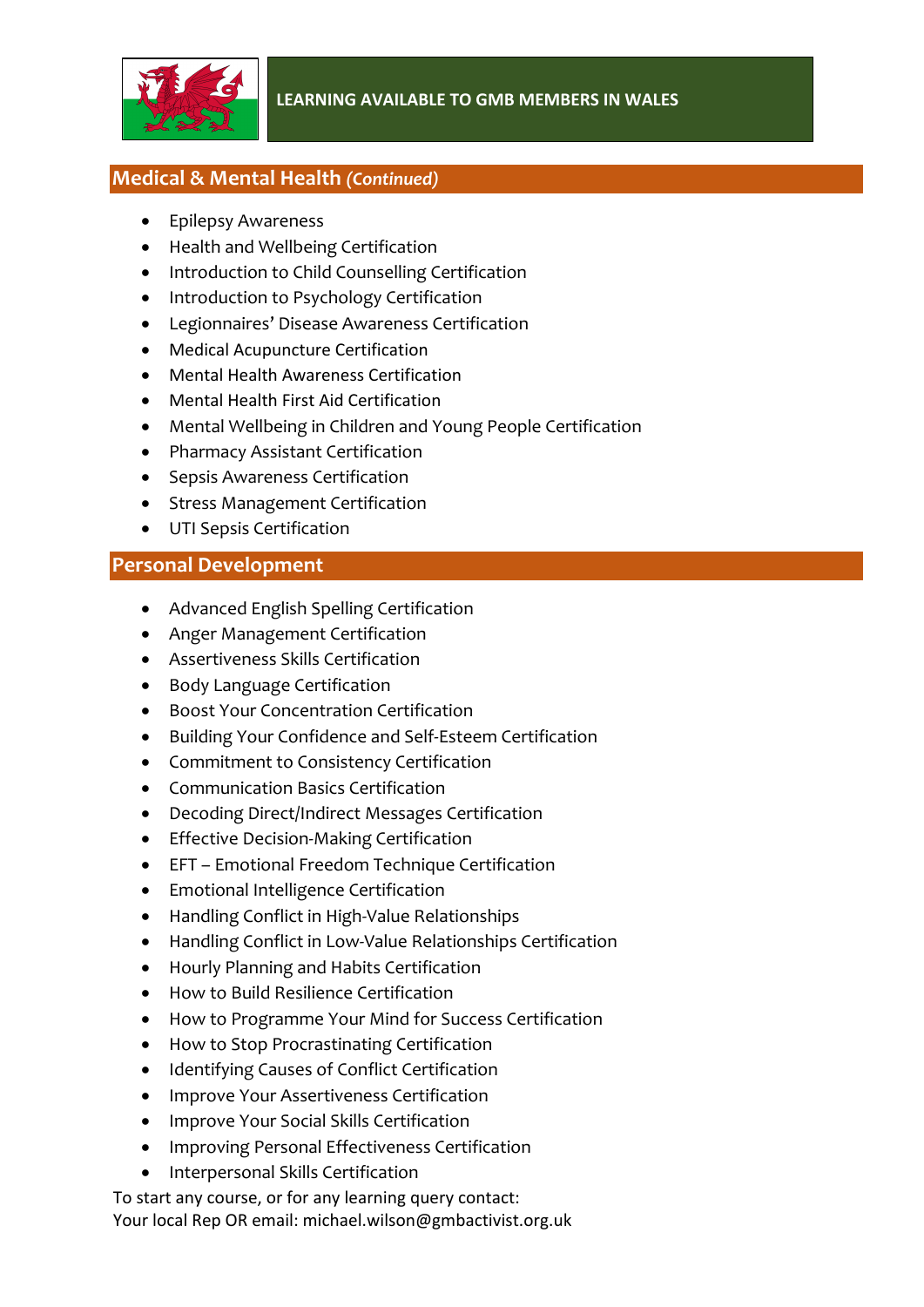LEARNING AVAILABLE TO GMB MEMBERS IN WALES

## Medical & Mental Health *(Continued)*

- Epilepsy Awareness
- Health and Wellbeing Certification
- Introduction to Child Counselling Certification
- Introduction to Psychology Certification
- Legionnaires' Disease Awareness Certification
- Medical Acupuncture Certification
- Mental Health Awareness Certification
- Mental Health First Aid Certification
- Mental Wellbeing in Children and Young People Certification
- Pharmacy Assistant Certification
- Sepsis Awareness Certification
- Stress Management Certification
- UTI Sepsis Certification

## Personal Development

- Advanced English Spelling Certification
- Anger Management Certification
- Assertiveness Skills Certification
- Body Language Certification
- Boost Your Concentration Certification
- Building Your Confidence and Self-Esteem Certification
- Commitment to Consistency Certification
- Communication Basics Certification
- Decoding Direct/Indirect Messages Certification
- Effective Decision-Making Certification
- EFT – Emotional Freedom Technique Certification
- Emotional Intelligence Certification
- Handling Conflict in High-Value Relationships
- Handling Conflict in Low-Value Relationships Certification
- Hourly Planning and Habits Certification
- How to Build Resilience Certification
- How to Programme Your Mind for Success Certification
- How to Stop Procrastinating Certification
- Identifying Causes of Conflict Certification
- Improve Your Assertiveness Certification
- Improve Your Social Skills Certification
- Improving Personal Effectiveness Certification
- Interpersonal Skills Certification

To start any course, or for any learning query contact:
Your local Rep OR email: michael.wilson@gmbactivist.org.uk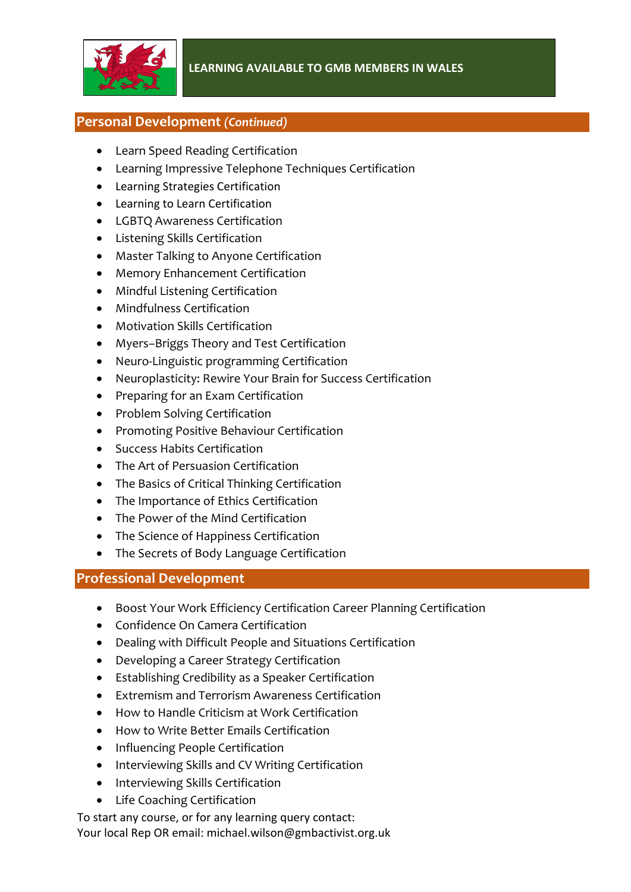**LEARNING AVAILABLE TO GMB MEMBERS IN WALES**

## Personal Development *(Continued)*

- Learn Speed Reading Certification
- Learning Impressive Telephone Techniques Certification
- Learning Strategies Certification
- Learning to Learn Certification
- LGBTQ Awareness Certification
- Listening Skills Certification
- Master Talking to Anyone Certification
- Memory Enhancement Certification
- Mindful Listening Certification
- Mindfulness Certification
- Motivation Skills Certification
- Myers–Briggs Theory and Test Certification
- Neuro-Linguistic programming Certification
- Neuroplasticity: Rewire Your Brain for Success Certification
- Preparing for an Exam Certification
- Problem Solving Certification
- Promoting Positive Behaviour Certification
- Success Habits Certification
- The Art of Persuasion Certification
- The Basics of Critical Thinking Certification
- The Importance of Ethics Certification
- The Power of the Mind Certification
- The Science of Happiness Certification
- The Secrets of Body Language Certification

## Professional Development

- Boost Your Work Efficiency Certification Career Planning Certification
- Confidence On Camera Certification
- Dealing with Difficult People and Situations Certification
- Developing a Career Strategy Certification
- Establishing Credibility as a Speaker Certification
- Extremism and Terrorism Awareness Certification
- How to Handle Criticism at Work Certification
- How to Write Better Emails Certification
- Influencing People Certification
- Interviewing Skills and CV Writing Certification
- Interviewing Skills Certification
- Life Coaching Certification

To start any course, or for any learning query contact:
Your local Rep OR email: michael.wilson@gmbactivist.org.uk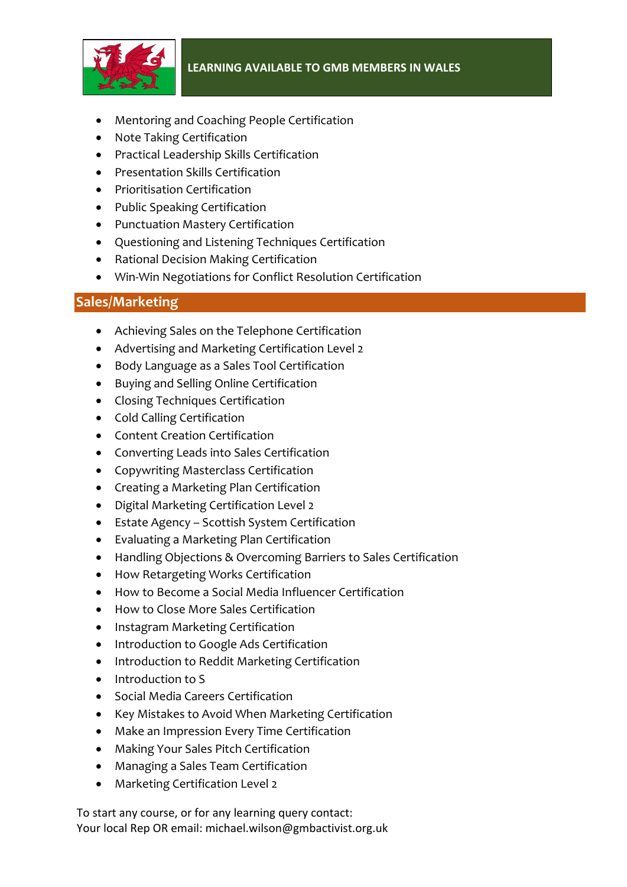**LEARNING AVAILABLE TO GMB MEMBERS IN WALES**

- Mentoring and Coaching People Certification
- Note Taking Certification
- Practical Leadership Skills Certification
- Presentation Skills Certification
- Prioritisation Certification
- Public Speaking Certification
- Punctuation Mastery Certification
- Questioning and Listening Techniques Certification
- Rational Decision Making Certification
- Win-Win Negotiations for Conflict Resolution Certification

## Sales/Marketing

- Achieving Sales on the Telephone Certification
- Advertising and Marketing Certification Level 2
- Body Language as a Sales Tool Certification
- Buying and Selling Online Certification
- Closing Techniques Certification
- Cold Calling Certification
- Content Creation Certification
- Converting Leads into Sales Certification
- Copywriting Masterclass Certification
- Creating a Marketing Plan Certification
- Digital Marketing Certification Level 2
- Estate Agency – Scottish System Certification
- Evaluating a Marketing Plan Certification
- Handling Objections & Overcoming Barriers to Sales Certification
- How Retargeting Works Certification
- How to Become a Social Media Influencer Certification
- How to Close More Sales Certification
- Instagram Marketing Certification
- Introduction to Google Ads Certification
- Introduction to Reddit Marketing Certification
- Introduction to S
- Social Media Careers Certification
- Key Mistakes to Avoid When Marketing Certification
- Make an Impression Every Time Certification
- Making Your Sales Pitch Certification
- Managing a Sales Team Certification
- Marketing Certification Level 2

To start any course, or for any learning query contact:
Your local Rep OR email: michael.wilson@gmbactivist.org.uk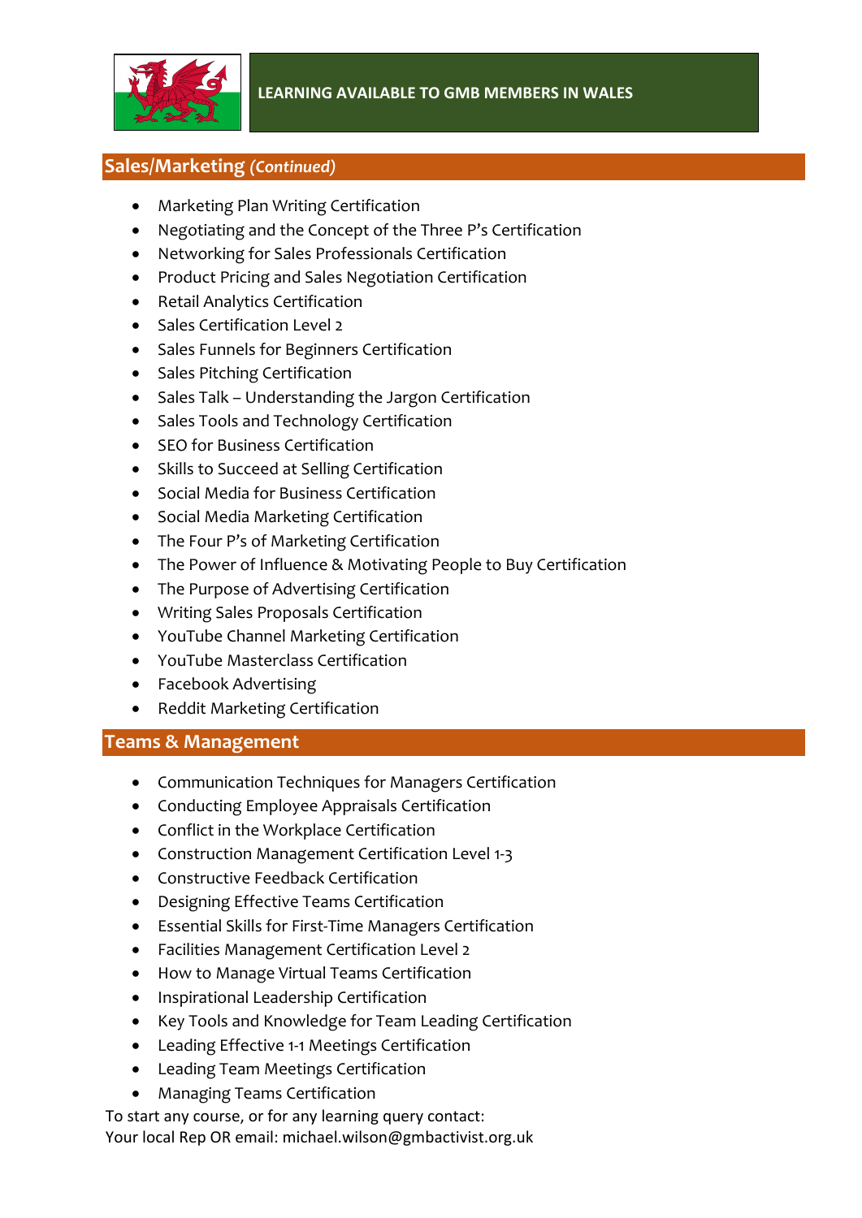LEARNING AVAILABLE TO GMB MEMBERS IN WALES

## Sales/Marketing *(Continued)*

- Marketing Plan Writing Certification
- Negotiating and the Concept of the Three P's Certification
- Networking for Sales Professionals Certification
- Product Pricing and Sales Negotiation Certification
- Retail Analytics Certification
- Sales Certification Level 2
- Sales Funnels for Beginners Certification
- Sales Pitching Certification
- Sales Talk – Understanding the Jargon Certification
- Sales Tools and Technology Certification
- SEO for Business Certification
- Skills to Succeed at Selling Certification
- Social Media for Business Certification
- Social Media Marketing Certification
- The Four P's of Marketing Certification
- The Power of Influence & Motivating People to Buy Certification
- The Purpose of Advertising Certification
- Writing Sales Proposals Certification
- YouTube Channel Marketing Certification
- YouTube Masterclass Certification
- Facebook Advertising
- Reddit Marketing Certification

## Teams & Management

- Communication Techniques for Managers Certification
- Conducting Employee Appraisals Certification
- Conflict in the Workplace Certification
- Construction Management Certification Level 1-3
- Constructive Feedback Certification
- Designing Effective Teams Certification
- Essential Skills for First-Time Managers Certification
- Facilities Management Certification Level 2
- How to Manage Virtual Teams Certification
- Inspirational Leadership Certification
- Key Tools and Knowledge for Team Leading Certification
- Leading Effective 1-1 Meetings Certification
- Leading Team Meetings Certification
- Managing Teams Certification

To start any course, or for any learning query contact:
Your local Rep OR email: michael.wilson@gmbactivist.org.uk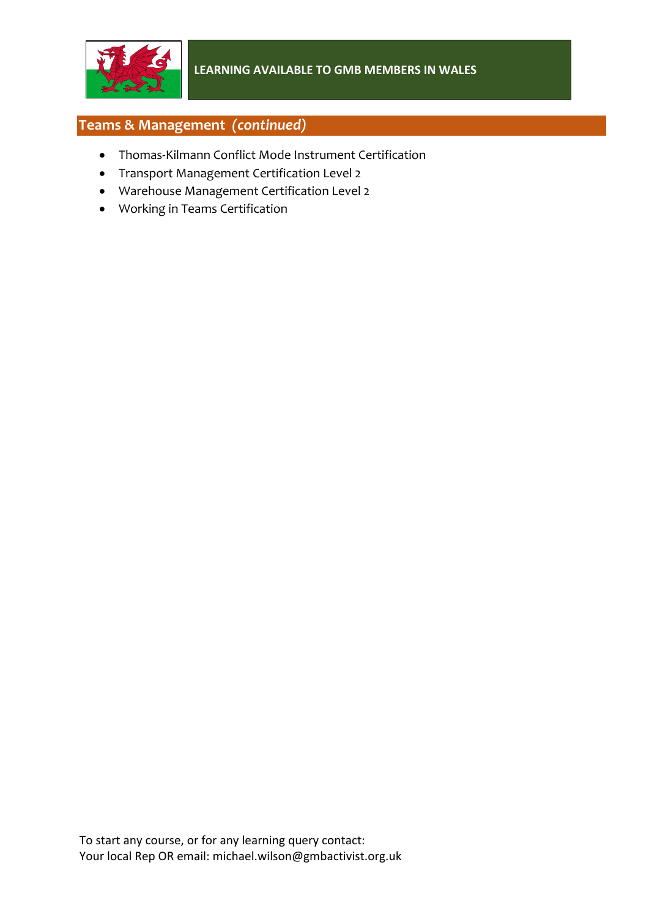## Teams & Management *(continued)*

- Thomas-Kilmann Conflict Mode Instrument Certification
- Transport Management Certification Level 2
- Warehouse Management Certification Level 2
- Working in Teams Certification

To start any course, or for any learning query contact:
Your local Rep OR email: michael.wilson@gmbactivist.org.uk